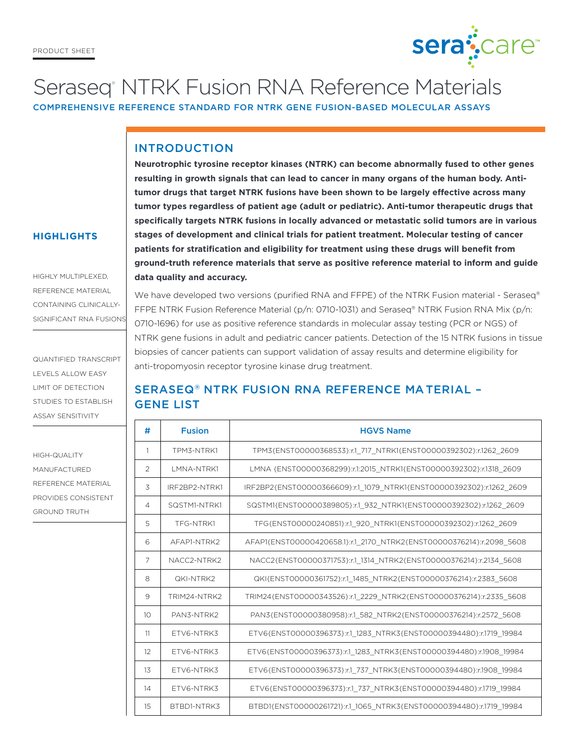PRODUCT SHEET

# Seraseq® NTRK Fusion RNA Reference Materials

COMPREHENSIVE REFERENCE STANDARD FOR NTRK GENE FUSION-BASED MOLECULAR ASSAYS

## HIGHLIGHTS

HIGHLY MULTIPLEXED, REFERENCE MATERIAL CONTAINING CLINICALLY-SIGNIFICANT RNA FUSIONS

QUANTIFIED TRANSCRIPT LEVELS ALLOW EASY LIMIT OF DETECTION STUDIES TO ESTABLISH ASSAY SENSITIVITY

HIGH-QUALITY MANUFACTURED REFERENCE MATERIAL PROVIDES CONSISTENT GROUND TRUTH

## INTRODUCTION

**Neurotrophic tyrosine receptor kinases (NTRK) can become abnormally fused to other genes resulting in growth signals that can lead to cancer in many organs of the human body. Anti-tumor drugs that target NTRK fusions have been shown to be largely effective across many tumor types regardless of patient age (adult or pediatric). Anti-tumor therapeutic drugs that specifically targets NTRK fusions in locally advanced or metastatic solid tumors are in various stages of development and clinical trials for patient treatment. Molecular testing of cancer patients for stratification and eligibility for treatment using these drugs will benefit from ground-truth reference materials that serve as positive reference material to inform and guide data quality and accuracy.**

We have developed two versions (purified RNA and FFPE) of the NTRK Fusion material - Seraseq® FFPE NTRK Fusion Reference Material (p/n: 0710-1031) and Seraseq® NTRK Fusion RNA Mix (p/n: 0710-1696) for use as positive reference standards in molecular assay testing (PCR or NGS) of NTRK gene fusions in adult and pediatric cancer patients. Detection of the 15 NTRK fusions in tissue biopsies of cancer patients can support validation of assay results and determine eligibility for anti-tropomyosin receptor tyrosine kinase drug treatment.

## SERASEQ® NTRK FUSION RNA REFERENCE MATERIAL – GENE LIST

| # | Fusion | HGVS Name |
|---|---|---|
| 1 | TPM3-NTRK1 | TPM3{ENST00000368533}:r.1_717_NTRK1{ENST00000392302}:r.1262_2609 |
| 2 | LMNA-NTRK1 | LMNA {ENST00000368299}:r.1:2015_NTRK1{ENST00000392302}:r.1318_2609 |
| 3 | IRF2BP2-NTRK1 | IRF2BP2{ENST00000366609}:r.1_1079_NTRK1{ENST00000392302}:r.1262_2609 |
| 4 | SQSTM1-NTRK1 | SQSTM1{ENST00000389805}:r.1_932_NTRK1{ENST00000392302}:r.1262_2609 |
| 5 | TFG-NTRK1 | TFG{ENST00000240851}:r.1_920_NTRK1{ENST00000392302}:r.1262_2609 |
| 6 | AFAP1-NTRK2 | AFAP1{ENST00000420658.1}:r.1_2170_NTRK2{ENST00000376214}:r.2098_5608 |
| 7 | NACC2-NTRK2 | NACC2{ENST00000371753}:r.1_1314_NTRK2{ENST00000376214}:r.2134_5608 |
| 8 | QKI-NTRK2 | QKI{ENST00000361752}:r.1_1485_NTRK2{ENST00000376214}:r.2383_5608 |
| 9 | TRIM24-NTRK2 | TRIM24{ENST00000343526}:r.1_2229_NTRK2{ENST00000376214}:r.2335_5608 |
| 10 | PAN3-NTRK2 | PAN3{ENST00000380958}:r.1_582_NTRK2{ENST00000376214}:r.2572_5608 |
| 11 | ETV6-NTRK3 | ETV6{ENST00000396373}:r.1_1283_NTRK3{ENST00000394480}:r.1719_19984 |
| 12 | ETV6-NTRK3 | ETV6{ENST00000396373}:r.1_1283_NTRK3{ENST00000394480}:r.1908_19984 |
| 13 | ETV6-NTRK3 | ETV6{ENST00000396373}:r.1_737_NTRK3{ENST00000394480}:r.1908_19984 |
| 14 | ETV6-NTRK3 | ETV6{ENST00000396373}:r.1_737_NTRK3{ENST00000394480}:r.1719_19984 |
| 15 | BTBD1-NTRK3 | BTBD1{ENST00000261721}:r.1_1065_NTRK3{ENST00000394480}:r.1719_19984 |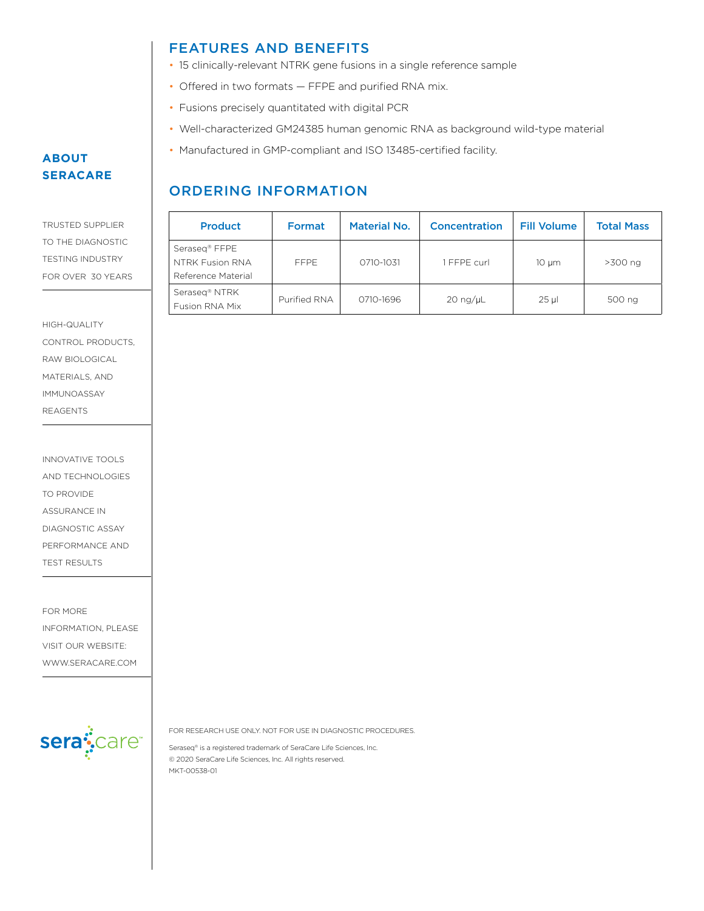## FEATURES AND BENEFITS

- 15 clinically-relevant NTRK gene fusions in a single reference sample
- Offered in two formats — FFPE and purified RNA mix.
- Fusions precisely quantitated with digital PCR
- Well-characterized GM24385 human genomic RNA as background wild-type material
- Manufactured in GMP-compliant and ISO 13485-certified facility.

## ORDERING INFORMATION

| Product | Format | Material No. | Concentration | Fill Volume | Total Mass |
|---|---|---|---|---|---|
| Seraseq® FFPE NTRK Fusion RNA Reference Material | FFPE | 0710-1031 | 1 FFPE curl | 10 µm | >300 ng |
| Seraseq® NTRK Fusion RNA Mix | Purified RNA | 0710-1696 | 20 ng/µL | 25 µl | 500 ng |

## ABOUT SERACARE

TRUSTED SUPPLIER TO THE DIAGNOSTIC TESTING INDUSTRY FOR OVER 30 YEARS

HIGH-QUALITY CONTROL PRODUCTS, RAW BIOLOGICAL MATERIALS, AND IMMUNOASSAY REAGENTS

INNOVATIVE TOOLS AND TECHNOLOGIES TO PROVIDE ASSURANCE IN DIAGNOSTIC ASSAY PERFORMANCE AND TEST RESULTS

FOR MORE INFORMATION, PLEASE VISIT OUR WEBSITE: WWW.SERACARE.COM

sera care™

FOR RESEARCH USE ONLY. NOT FOR USE IN DIAGNOSTIC PROCEDURES.

Seraseq® is a registered trademark of SeraCare Life Sciences, Inc.
© 2020 SeraCare Life Sciences, Inc. All rights reserved.
MKT-00538-01